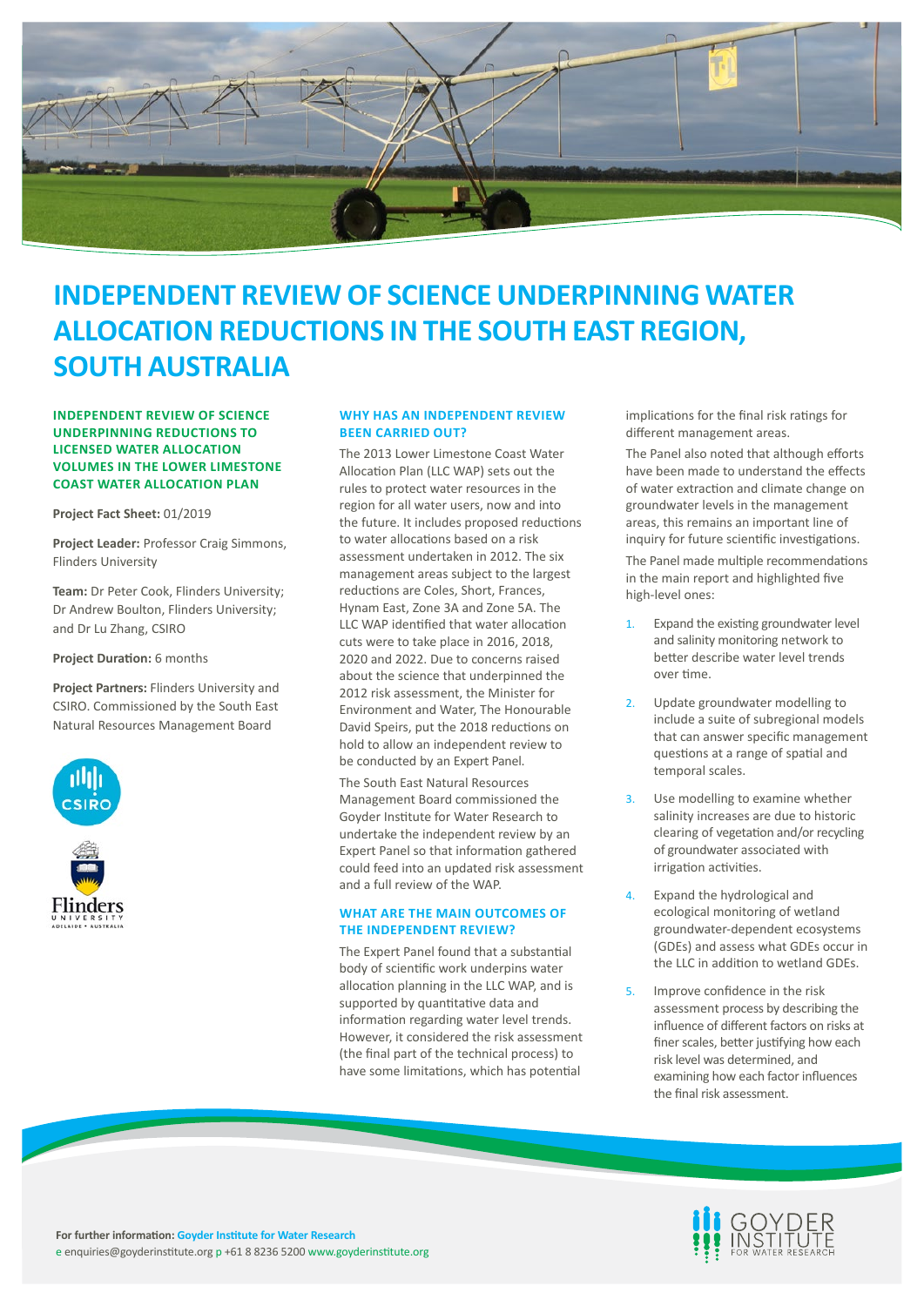# INDEPENDENT REVIEW OF SCIENCE UNDERPINNING WATER ALLOCATION REDUCTIONS IN THE SOUTH EAST REGION, SOUTH AUSTRALIA

### INDEPENDENT REVIEW OF SCIENCE UNDERPINNING REDUCTIONS TO LICENSED WATER ALLOCATION VOLUMES IN THE LOWER LIMESTONE COAST WATER ALLOCATION PLAN

**Project Fact Sheet:** 01/2019

**Project Leader:** Professor Craig Simmons, Flinders University

**Team:** Dr Peter Cook, Flinders University; Dr Andrew Boulton, Flinders University; and Dr Lu Zhang, CSIRO

**Project Duration:** 6 months

**Project Partners:** Flinders University and CSIRO. Commissioned by the South East Natural Resources Management Board

## WHY HAS AN INDEPENDENT REVIEW BEEN CARRIED OUT?

The 2013 Lower Limestone Coast Water Allocation Plan (LLC WAP) sets out the rules to protect water resources in the region for all water users, now and into the future. It includes proposed reductions to water allocations based on a risk assessment undertaken in 2012. The six management areas subject to the largest reductions are Coles, Short, Frances, Hynam East, Zone 3A and Zone 5A. The LLC WAP identified that water allocation cuts were to take place in 2016, 2018, 2020 and 2022. Due to concerns raised about the science that underpinned the 2012 risk assessment, the Minister for Environment and Water, The Honourable David Speirs, put the 2018 reductions on hold to allow an independent review to be conducted by an Expert Panel.

The South East Natural Resources Management Board commissioned the Goyder Institute for Water Research to undertake the independent review by an Expert Panel so that information gathered could feed into an updated risk assessment and a full review of the WAP.

## WHAT ARE THE MAIN OUTCOMES OF THE INDEPENDENT REVIEW?

The Expert Panel found that a substantial body of scientific work underpins water allocation planning in the LLC WAP, and is supported by quantitative data and information regarding water level trends. However, it considered the risk assessment (the final part of the technical process) to have some limitations, which has potential implications for the final risk ratings for different management areas.

The Panel also noted that although efforts have been made to understand the effects of water extraction and climate change on groundwater levels in the management areas, this remains an important line of inquiry for future scientific investigations.

The Panel made multiple recommendations in the main report and highlighted five high-level ones:

1. Expand the existing groundwater level and salinity monitoring network to better describe water level trends over time.
2. Update groundwater modelling to include a suite of subregional models that can answer specific management questions at a range of spatial and temporal scales.
3. Use modelling to examine whether salinity increases are due to historic clearing of vegetation and/or recycling of groundwater associated with irrigation activities.
4. Expand the hydrological and ecological monitoring of wetland groundwater-dependent ecosystems (GDEs) and assess what GDEs occur in the LLC in addition to wetland GDEs.
5. Improve confidence in the risk assessment process by describing the influence of different factors on risks at finer scales, better justifying how each risk level was determined, and examining how each factor influences the final risk assessment.

**For further information:** Goyder Institute for Water Research
e enquiries@goyderinstitute.org p +61 8 8236 5200 www.goyderinstitute.org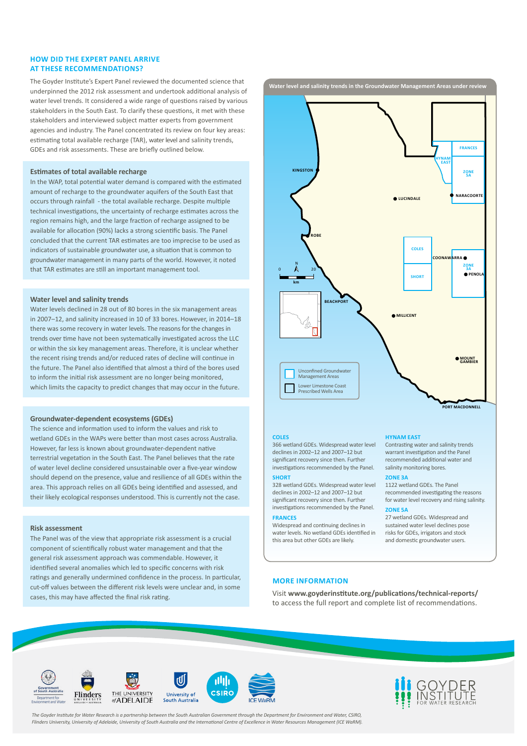## HOW DID THE EXPERT PANEL ARRIVE AT THESE RECOMMENDATIONS?

The Goyder Institute's Expert Panel reviewed the documented science that underpinned the 2012 risk assessment and undertook additional analysis of water level trends. It considered a wide range of questions raised by various stakeholders in the South East. To clarify these questions, it met with these stakeholders and interviewed subject matter experts from government agencies and industry. The Panel concentrated its review on four key areas: estimating total available recharge (TAR), water level and salinity trends, GDEs and risk assessments. These are briefly outlined below.

### Estimates of total available recharge

In the WAP, total potential water demand is compared with the estimated amount of recharge to the groundwater aquifers of the South East that occurs through rainfall - the total available recharge. Despite multiple technical investigations, the uncertainty of recharge estimates across the region remains high, and the large fraction of recharge assigned to be available for allocation (90%) lacks a strong scientific basis. The Panel concluded that the current TAR estimates are too imprecise to be used as indicators of sustainable groundwater use, a situation that is common to groundwater management in many parts of the world. However, it noted that TAR estimates are still an important management tool.

### Water level and salinity trends

Water levels declined in 28 out of 80 bores in the six management areas in 2007–12, and salinity increased in 10 of 33 bores. However, in 2014–18 there was some recovery in water levels. The reasons for the changes in trends over time have not been systematically investigated across the LLC or within the six key management areas. Therefore, it is unclear whether the recent rising trends and/or reduced rates of decline will continue in the future. The Panel also identified that almost a third of the bores used to inform the initial risk assessment are no longer being monitored, which limits the capacity to predict changes that may occur in the future.

### Groundwater-dependent ecosystems (GDEs)

The science and information used to inform the values and risk to wetland GDEs in the WAPs were better than most cases across Australia. However, far less is known about groundwater-dependent native terrestrial vegetation in the South East. The Panel believes that the rate of water level decline considered unsustainable over a five-year window should depend on the presence, value and resilience of all GDEs within the area. This approach relies on all GDEs being identified and assessed, and their likely ecological responses understood. This is currently not the case.

### Risk assessment

The Panel was of the view that appropriate risk assessment is a crucial component of scientifically robust water management and that the general risk assessment approach was commendable. However, it identified several anomalies which led to specific concerns with risk ratings and generally undermined confidence in the process. In particular, cut-off values between the different risk levels were unclear and, in some cases, this may have affected the final risk rating.

**Water level and salinity trends in the Groundwater Management Areas under review**

KINGSTON
FRANCES
HYNAM EAST
ZONE 5A
NARACOORTE
LUCINDALE
ROBE
COLES
COONAWARRA
ZONE 3A
PENOLA
SHORT
0 20 km
N
BEACHPORT
MILLICENT
MOUNT GAMBIER
PORT MACDONNELL
Unconfined Groundwater Management Areas
Lower Limestone Coast Prescribed Wells Area

**COLES**
366 wetland GDEs. Widespread water level declines in 2002–12 and 2007–12 but significant recovery since then. Further investigations recommended by the Panel.

**SHORT**
328 wetland GDEs. Widespread water level declines in 2002–12 and 2007–12 but significant recovery since then. Further investigations recommended by the Panel.

**FRANCES**
Widespread and continuing declines in water levels. No wetland GDEs identified in this area but other GDEs are likely.

**HYNAM EAST**
Contrasting water and salinity trends warrant investigation and the Panel recommended investigating water and salinity monitoring bores.

**ZONE 3A**
1122 wetland GDEs. The Panel recommended investigating the reasons for water level recovery and rising salinity.

**ZONE 5A**
27 wetland GDEs. Widespread and sustained water level declines pose risks for GDEs, irrigators and stock and domestic groundwater users.

## MORE INFORMATION

Visit **www.goyderinstitute.org/publications/technical-reports/** to access the full report and complete list of recommendations.

Government of South Australia, Department for Environment and Water
Flinders University
The University of Adelaide
University of South Australia
CSIRO
ICE WaRM
GOYDER INSTITUTE FOR WATER RESEARCH

*The Goyder Institute for Water Research is a partnership between the South Australian Government through the Department for Environment and Water, CSIRO, Flinders University, University of Adelaide, University of South Australia and the International Centre of Excellence in Water Resources Management (ICE WaRM).*